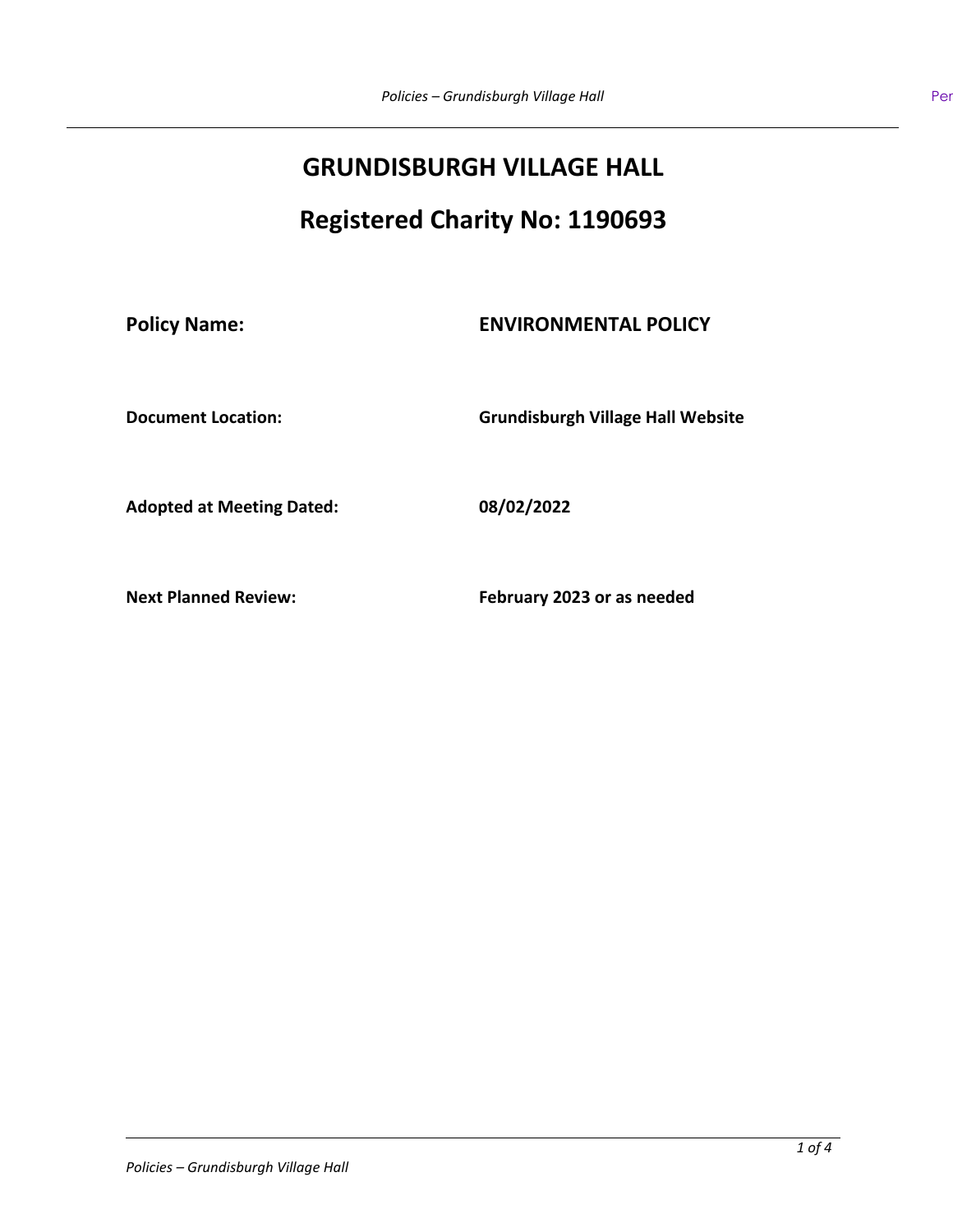# GRUNDISBURGH VILLAGE HALL

## Registered Charity No: 1190693

| | |
|---|---|
| **Policy Name:** | **ENVIRONMENTAL POLICY** |
| **Document Location:** | **Grundisburgh Village Hall Website** |
| **Adopted at Meeting Dated:** | **08/02/2022** |
| **Next Planned Review:** | **February 2023 or as needed** |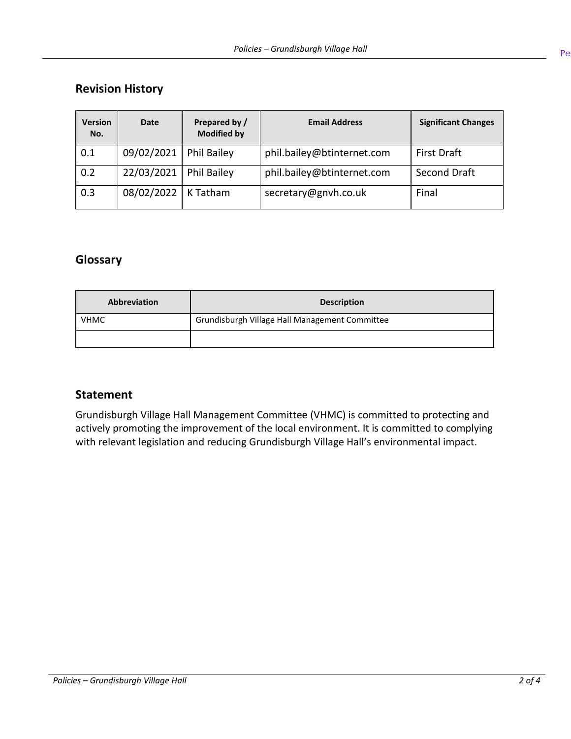## Revision History

| Version No. | Date | Prepared by / Modified by | Email Address | Significant Changes |
|---|---|---|---|---|
| 0.1 | 09/02/2021 | Phil Bailey | phil.bailey@btinternet.com | First Draft |
| 0.2 | 22/03/2021 | Phil Bailey | phil.bailey@btinternet.com | Second Draft |
| 0.3 | 08/02/2022 | K Tatham | secretary@gnvh.co.uk | Final |

## Glossary

| Abbreviation | Description |
|---|---|
| VHMC | Grundisburgh Village Hall Management Committee |
| | |

## Statement

Grundisburgh Village Hall Management Committee (VHMC) is committed to protecting and actively promoting the improvement of the local environment. It is committed to complying with relevant legislation and reducing Grundisburgh Village Hall's environmental impact.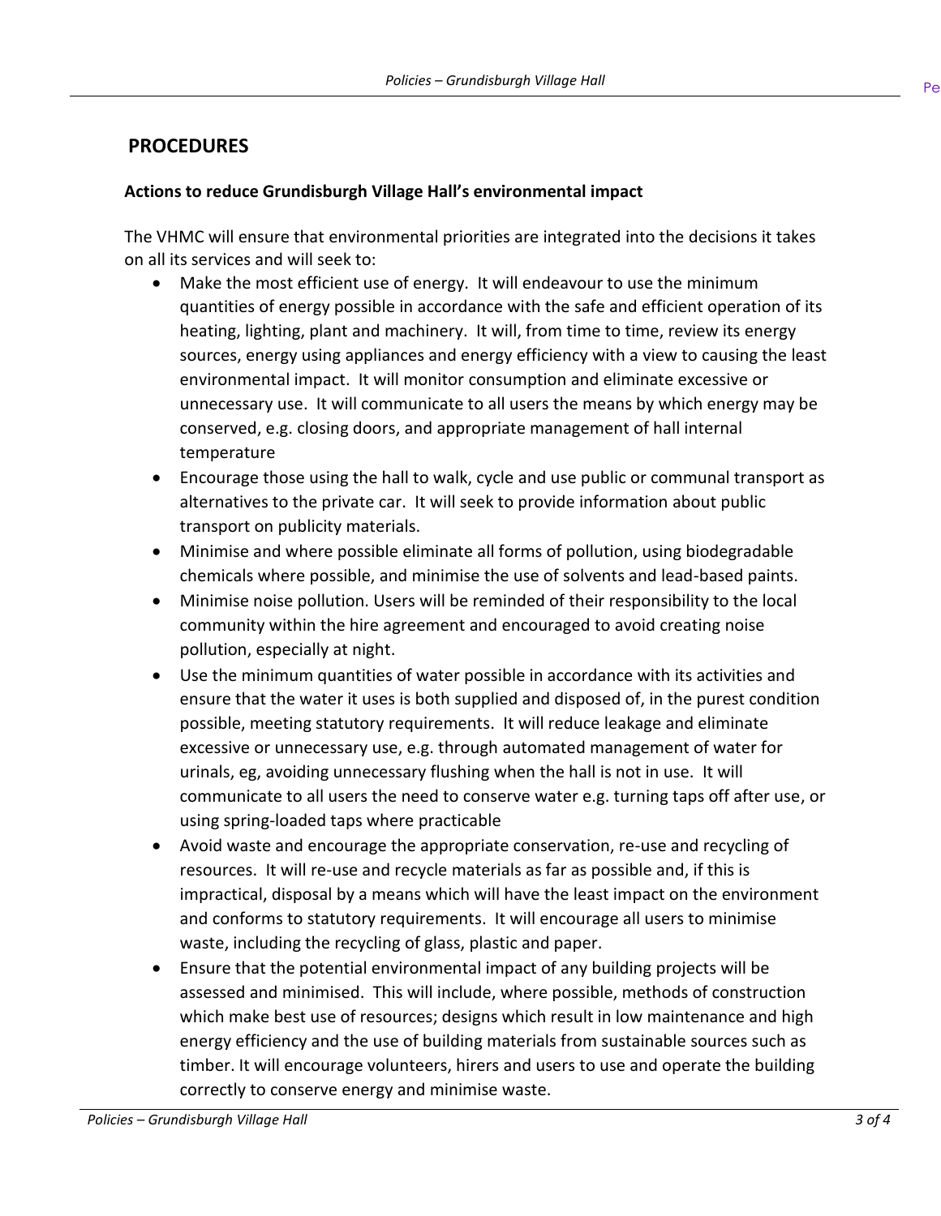## PROCEDURES

### Actions to reduce Grundisburgh Village Hall's environmental impact

The VHMC will ensure that environmental priorities are integrated into the decisions it takes on all its services and will seek to:

- Make the most efficient use of energy. It will endeavour to use the minimum quantities of energy possible in accordance with the safe and efficient operation of its heating, lighting, plant and machinery. It will, from time to time, review its energy sources, energy using appliances and energy efficiency with a view to causing the least environmental impact. It will monitor consumption and eliminate excessive or unnecessary use. It will communicate to all users the means by which energy may be conserved, e.g. closing doors, and appropriate management of hall internal temperature
- Encourage those using the hall to walk, cycle and use public or communal transport as alternatives to the private car. It will seek to provide information about public transport on publicity materials.
- Minimise and where possible eliminate all forms of pollution, using biodegradable chemicals where possible, and minimise the use of solvents and lead-based paints.
- Minimise noise pollution. Users will be reminded of their responsibility to the local community within the hire agreement and encouraged to avoid creating noise pollution, especially at night.
- Use the minimum quantities of water possible in accordance with its activities and ensure that the water it uses is both supplied and disposed of, in the purest condition possible, meeting statutory requirements. It will reduce leakage and eliminate excessive or unnecessary use, e.g. through automated management of water for urinals, eg, avoiding unnecessary flushing when the hall is not in use. It will communicate to all users the need to conserve water e.g. turning taps off after use, or using spring-loaded taps where practicable
- Avoid waste and encourage the appropriate conservation, re-use and recycling of resources. It will re-use and recycle materials as far as possible and, if this is impractical, disposal by a means which will have the least impact on the environment and conforms to statutory requirements. It will encourage all users to minimise waste, including the recycling of glass, plastic and paper.
- Ensure that the potential environmental impact of any building projects will be assessed and minimised. This will include, where possible, methods of construction which make best use of resources; designs which result in low maintenance and high energy efficiency and the use of building materials from sustainable sources such as timber. It will encourage volunteers, hirers and users to use and operate the building correctly to conserve energy and minimise waste.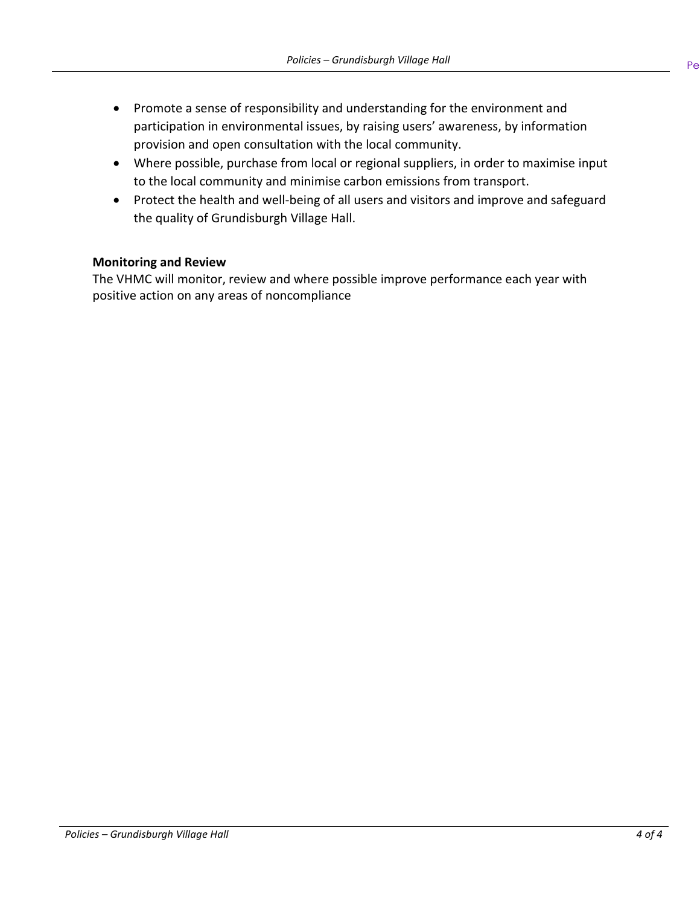- Promote a sense of responsibility and understanding for the environment and participation in environmental issues, by raising users' awareness, by information provision and open consultation with the local community.
- Where possible, purchase from local or regional suppliers, in order to maximise input to the local community and minimise carbon emissions from transport.
- Protect the health and well-being of all users and visitors and improve and safeguard the quality of Grundisburgh Village Hall.

**Monitoring and Review**

The VHMC will monitor, review and where possible improve performance each year with positive action on any areas of noncompliance